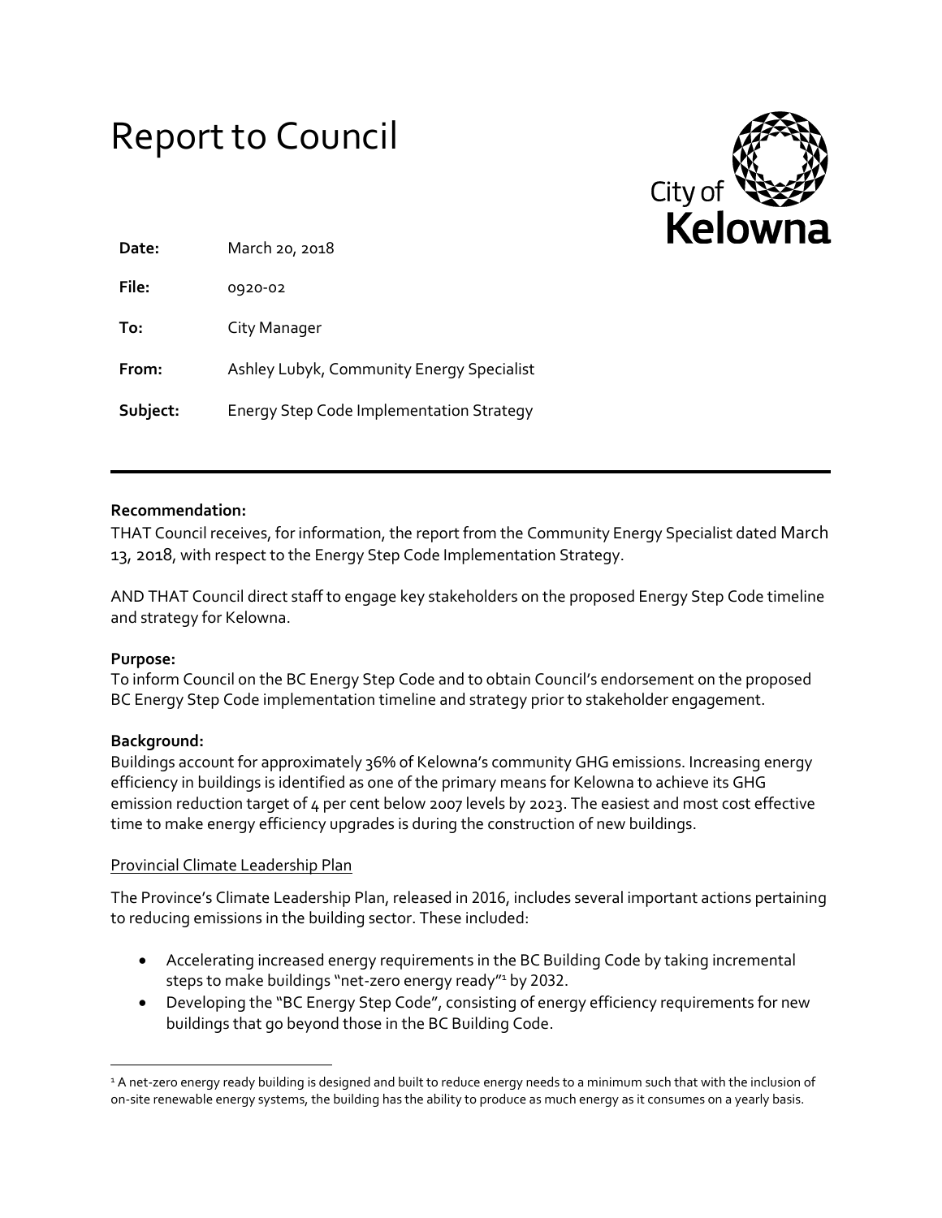# Report to Council

City of **Kelowna**

| | |
|---|---|
| **Date:** | March 20, 2018 |
| **File:** | 0920-02 |
| **To:** | City Manager |
| **From:** | Ashley Lubyk, Community Energy Specialist |
| **Subject:** | Energy Step Code Implementation Strategy |

---

**Recommendation:**

THAT Council receives, for information, the report from the Community Energy Specialist dated March 13, 2018, with respect to the Energy Step Code Implementation Strategy.

AND THAT Council direct staff to engage key stakeholders on the proposed Energy Step Code timeline and strategy for Kelowna.

**Purpose:**

To inform Council on the BC Energy Step Code and to obtain Council's endorsement on the proposed BC Energy Step Code implementation timeline and strategy prior to stakeholder engagement.

**Background:**

Buildings account for approximately 36% of Kelowna's community GHG emissions. Increasing energy efficiency in buildings is identified as one of the primary means for Kelowna to achieve its GHG emission reduction target of 4 per cent below 2007 levels by 2023. The easiest and most cost effective time to make energy efficiency upgrades is during the construction of new buildings.

Provincial Climate Leadership Plan

The Province's Climate Leadership Plan, released in 2016, includes several important actions pertaining to reducing emissions in the building sector. These included:

- Accelerating increased energy requirements in the BC Building Code by taking incremental steps to make buildings "net-zero energy ready"[1] by 2032.
- Developing the "BC Energy Step Code", consisting of energy efficiency requirements for new buildings that go beyond those in the BC Building Code.

---

[1] A net-zero energy ready building is designed and built to reduce energy needs to a minimum such that with the inclusion of on-site renewable energy systems, the building has the ability to produce as much energy as it consumes on a yearly basis.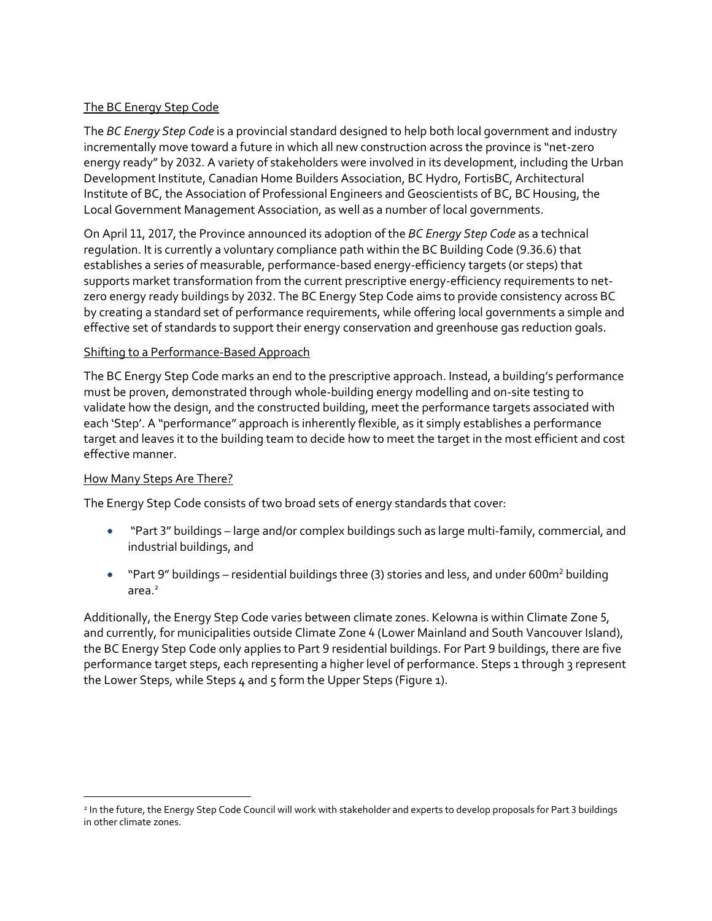## The BC Energy Step Code

The *BC Energy Step Code* is a provincial standard designed to help both local government and industry incrementally move toward a future in which all new construction across the province is "net-zero energy ready" by 2032. A variety of stakeholders were involved in its development, including the Urban Development Institute, Canadian Home Builders Association, BC Hydro, FortisBC, Architectural Institute of BC, the Association of Professional Engineers and Geoscientists of BC, BC Housing, the Local Government Management Association, as well as a number of local governments.

On April 11, 2017, the Province announced its adoption of the *BC Energy Step Code* as a technical regulation. It is currently a voluntary compliance path within the BC Building Code (9.36.6) that establishes a series of measurable, performance-based energy-efficiency targets (or steps) that supports market transformation from the current prescriptive energy-efficiency requirements to net-zero energy ready buildings by 2032. The BC Energy Step Code aims to provide consistency across BC by creating a standard set of performance requirements, while offering local governments a simple and effective set of standards to support their energy conservation and greenhouse gas reduction goals.

## Shifting to a Performance-Based Approach

The BC Energy Step Code marks an end to the prescriptive approach. Instead, a building's performance must be proven, demonstrated through whole-building energy modelling and on-site testing to validate how the design, and the constructed building, meet the performance targets associated with each 'Step'. A "performance" approach is inherently flexible, as it simply establishes a performance target and leaves it to the building team to decide how to meet the target in the most efficient and cost effective manner.

## How Many Steps Are There?

The Energy Step Code consists of two broad sets of energy standards that cover:

- "Part 3" buildings – large and/or complex buildings such as large multi-family, commercial, and industrial buildings, and
- "Part 9" buildings – residential buildings three (3) stories and less, and under 600m$^2$ building area.[2]

Additionally, the Energy Step Code varies between climate zones. Kelowna is within Climate Zone 5, and currently, for municipalities outside Climate Zone 4 (Lower Mainland and South Vancouver Island), the BC Energy Step Code only applies to Part 9 residential buildings. For Part 9 buildings, there are five performance target steps, each representing a higher level of performance. Steps 1 through 3 represent the Lower Steps, while Steps 4 and 5 form the Upper Steps (Figure 1).

[2] In the future, the Energy Step Code Council will work with stakeholder and experts to develop proposals for Part 3 buildings in other climate zones.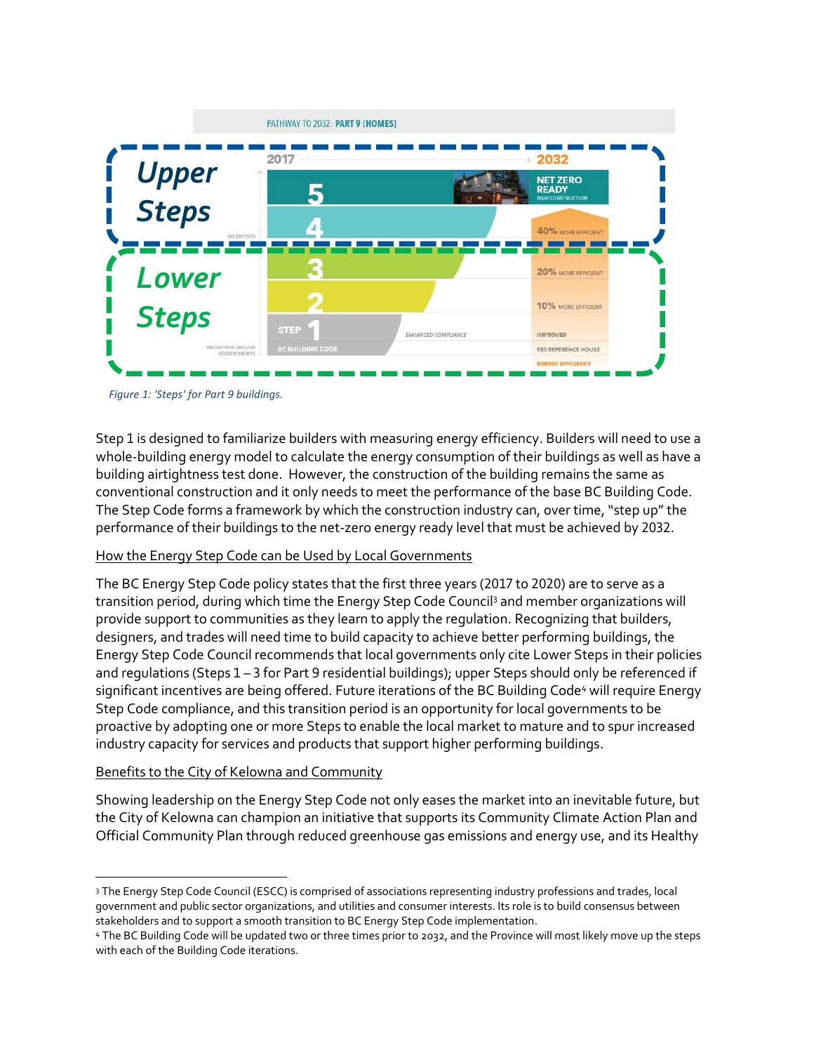*Figure 1: 'Steps' for Part 9 buildings.*

Step 1 is designed to familiarize builders with measuring energy efficiency. Builders will need to use a whole-building energy model to calculate the energy consumption of their buildings as well as have a building airtightness test done. However, the construction of the building remains the same as conventional construction and it only needs to meet the performance of the base BC Building Code. The Step Code forms a framework by which the construction industry can, over time, "step up" the performance of their buildings to the net-zero energy ready level that must be achieved by 2032.

How the Energy Step Code can be Used by Local Governments

The BC Energy Step Code policy states that the first three years (2017 to 2020) are to serve as a transition period, during which time the Energy Step Code Council[3] and member organizations will provide support to communities as they learn to apply the regulation. Recognizing that builders, designers, and trades will need time to build capacity to achieve better performing buildings, the Energy Step Code Council recommends that local governments only cite Lower Steps in their policies and regulations (Steps 1 – 3 for Part 9 residential buildings); upper Steps should only be referenced if significant incentives are being offered. Future iterations of the BC Building Code[4] will require Energy Step Code compliance, and this transition period is an opportunity for local governments to be proactive by adopting one or more Steps to enable the local market to mature and to spur increased industry capacity for services and products that support higher performing buildings.

Benefits to the City of Kelowna and Community

Showing leadership on the Energy Step Code not only eases the market into an inevitable future, but the City of Kelowna can champion an initiative that supports its Community Climate Action Plan and Official Community Plan through reduced greenhouse gas emissions and energy use, and its Healthy

---

[3] The Energy Step Code Council (ESCC) is comprised of associations representing industry professions and trades, local government and public sector organizations, and utilities and consumer interests. Its role is to build consensus between stakeholders and to support a smooth transition to BC Energy Step Code implementation.

[4] The BC Building Code will be updated two or three times prior to 2032, and the Province will most likely move up the steps with each of the Building Code iterations.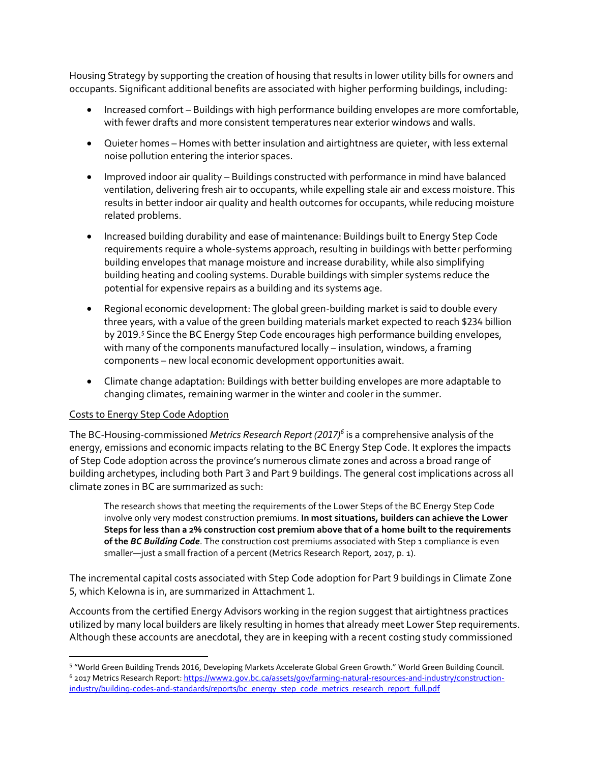Housing Strategy by supporting the creation of housing that results in lower utility bills for owners and occupants. Significant additional benefits are associated with higher performing buildings, including:

- Increased comfort – Buildings with high performance building envelopes are more comfortable, with fewer drafts and more consistent temperatures near exterior windows and walls.
- Quieter homes – Homes with better insulation and airtightness are quieter, with less external noise pollution entering the interior spaces.
- Improved indoor air quality – Buildings constructed with performance in mind have balanced ventilation, delivering fresh air to occupants, while expelling stale air and excess moisture. This results in better indoor air quality and health outcomes for occupants, while reducing moisture related problems.
- Increased building durability and ease of maintenance: Buildings built to Energy Step Code requirements require a whole-systems approach, resulting in buildings with better performing building envelopes that manage moisture and increase durability, while also simplifying building heating and cooling systems. Durable buildings with simpler systems reduce the potential for expensive repairs as a building and its systems age.
- Regional economic development: The global green-building market is said to double every three years, with a value of the green building materials market expected to reach $234 billion by 2019.[5] Since the BC Energy Step Code encourages high performance building envelopes, with many of the components manufactured locally – insulation, windows, a framing components – new local economic development opportunities await.
- Climate change adaptation: Buildings with better building envelopes are more adaptable to changing climates, remaining warmer in the winter and cooler in the summer.

<u>Costs to Energy Step Code Adoption</u>

The BC-Housing-commissioned *Metrics Research Report (2017)*[6] is a comprehensive analysis of the energy, emissions and economic impacts relating to the BC Energy Step Code. It explores the impacts of Step Code adoption across the province's numerous climate zones and across a broad range of building archetypes, including both Part 3 and Part 9 buildings. The general cost implications across all climate zones in BC are summarized as such:

> The research shows that meeting the requirements of the Lower Steps of the BC Energy Step Code involve only very modest construction premiums. **In most situations, builders can achieve the Lower Steps for less than a 2% construction cost premium above that of a home built to the requirements of the *BC Building Code***. The construction cost premiums associated with Step 1 compliance is even smaller—just a small fraction of a percent (Metrics Research Report, 2017, p. 1).

The incremental capital costs associated with Step Code adoption for Part 9 buildings in Climate Zone 5, which Kelowna is in, are summarized in Attachment 1.

Accounts from the certified Energy Advisors working in the region suggest that airtightness practices utilized by many local builders are likely resulting in homes that already meet Lower Step requirements. Although these accounts are anecdotal, they are in keeping with a recent costing study commissioned

---

[5] "World Green Building Trends 2016, Developing Markets Accelerate Global Green Growth." World Green Building Council.

[6] 2017 Metrics Research Report: https://www2.gov.bc.ca/assets/gov/farming-natural-resources-and-industry/construction-industry/building-codes-and-standards/reports/bc_energy_step_code_metrics_research_report_full.pdf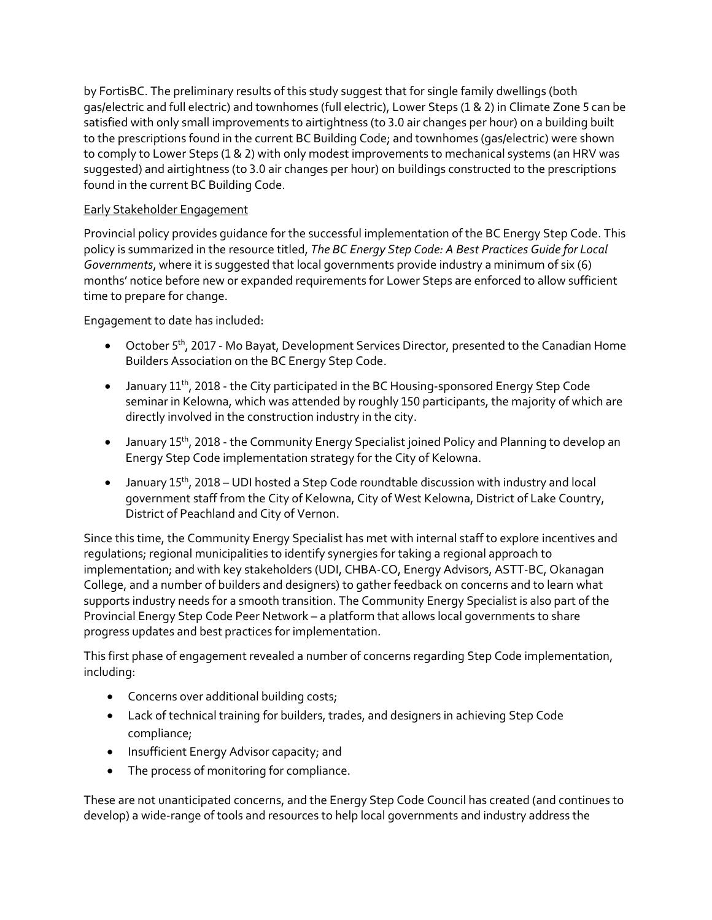by FortisBC. The preliminary results of this study suggest that for single family dwellings (both gas/electric and full electric) and townhomes (full electric), Lower Steps (1 & 2) in Climate Zone 5 can be satisfied with only small improvements to airtightness (to 3.0 air changes per hour) on a building built to the prescriptions found in the current BC Building Code; and townhomes (gas/electric) were shown to comply to Lower Steps (1 & 2) with only modest improvements to mechanical systems (an HRV was suggested) and airtightness (to 3.0 air changes per hour) on buildings constructed to the prescriptions found in the current BC Building Code.

<u>Early Stakeholder Engagement</u>

Provincial policy provides guidance for the successful implementation of the BC Energy Step Code. This policy is summarized in the resource titled, *The BC Energy Step Code: A Best Practices Guide for Local Governments*, where it is suggested that local governments provide industry a minimum of six (6) months' notice before new or expanded requirements for Lower Steps are enforced to allow sufficient time to prepare for change.

Engagement to date has included:

- October 5th, 2017 - Mo Bayat, Development Services Director, presented to the Canadian Home Builders Association on the BC Energy Step Code.
- January 11th, 2018 - the City participated in the BC Housing-sponsored Energy Step Code seminar in Kelowna, which was attended by roughly 150 participants, the majority of which are directly involved in the construction industry in the city.
- January 15th, 2018 - the Community Energy Specialist joined Policy and Planning to develop an Energy Step Code implementation strategy for the City of Kelowna.
- January 15th, 2018 – UDI hosted a Step Code roundtable discussion with industry and local government staff from the City of Kelowna, City of West Kelowna, District of Lake Country, District of Peachland and City of Vernon.

Since this time, the Community Energy Specialist has met with internal staff to explore incentives and regulations; regional municipalities to identify synergies for taking a regional approach to implementation; and with key stakeholders (UDI, CHBA-CO, Energy Advisors, ASTT-BC, Okanagan College, and a number of builders and designers) to gather feedback on concerns and to learn what supports industry needs for a smooth transition. The Community Energy Specialist is also part of the Provincial Energy Step Code Peer Network – a platform that allows local governments to share progress updates and best practices for implementation.

This first phase of engagement revealed a number of concerns regarding Step Code implementation, including:

- Concerns over additional building costs;
- Lack of technical training for builders, trades, and designers in achieving Step Code compliance;
- Insufficient Energy Advisor capacity; and
- The process of monitoring for compliance.

These are not unanticipated concerns, and the Energy Step Code Council has created (and continues to develop) a wide-range of tools and resources to help local governments and industry address the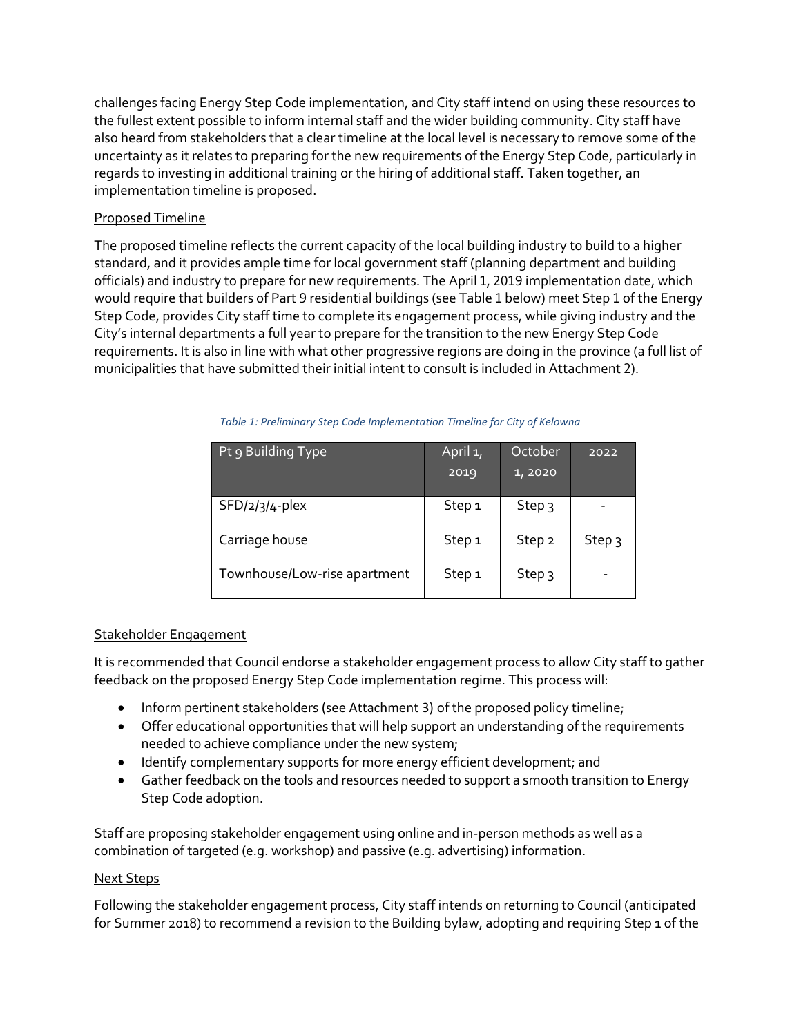challenges facing Energy Step Code implementation, and City staff intend on using these resources to the fullest extent possible to inform internal staff and the wider building community. City staff have also heard from stakeholders that a clear timeline at the local level is necessary to remove some of the uncertainty as it relates to preparing for the new requirements of the Energy Step Code, particularly in regards to investing in additional training or the hiring of additional staff. Taken together, an implementation timeline is proposed.

Proposed Timeline

The proposed timeline reflects the current capacity of the local building industry to build to a higher standard, and it provides ample time for local government staff (planning department and building officials) and industry to prepare for new requirements. The April 1, 2019 implementation date, which would require that builders of Part 9 residential buildings (see Table 1 below) meet Step 1 of the Energy Step Code, provides City staff time to complete its engagement process, while giving industry and the City's internal departments a full year to prepare for the transition to the new Energy Step Code requirements. It is also in line with what other progressive regions are doing in the province (a full list of municipalities that have submitted their initial intent to consult is included in Attachment 2).

*Table 1: Preliminary Step Code Implementation Timeline for City of Kelowna*

| Pt 9 Building Type | April 1, 2019 | October 1, 2020 | 2022 |
|---|---|---|---|
| SFD/2/3/4-plex | Step 1 | Step 3 | - |
| Carriage house | Step 1 | Step 2 | Step 3 |
| Townhouse/Low-rise apartment | Step 1 | Step 3 | - |

Stakeholder Engagement

It is recommended that Council endorse a stakeholder engagement process to allow City staff to gather feedback on the proposed Energy Step Code implementation regime. This process will:

- Inform pertinent stakeholders (see Attachment 3) of the proposed policy timeline;
- Offer educational opportunities that will help support an understanding of the requirements needed to achieve compliance under the new system;
- Identify complementary supports for more energy efficient development; and
- Gather feedback on the tools and resources needed to support a smooth transition to Energy Step Code adoption.

Staff are proposing stakeholder engagement using online and in-person methods as well as a combination of targeted (e.g. workshop) and passive (e.g. advertising) information.

Next Steps

Following the stakeholder engagement process, City staff intends on returning to Council (anticipated for Summer 2018) to recommend a revision to the Building bylaw, adopting and requiring Step 1 of the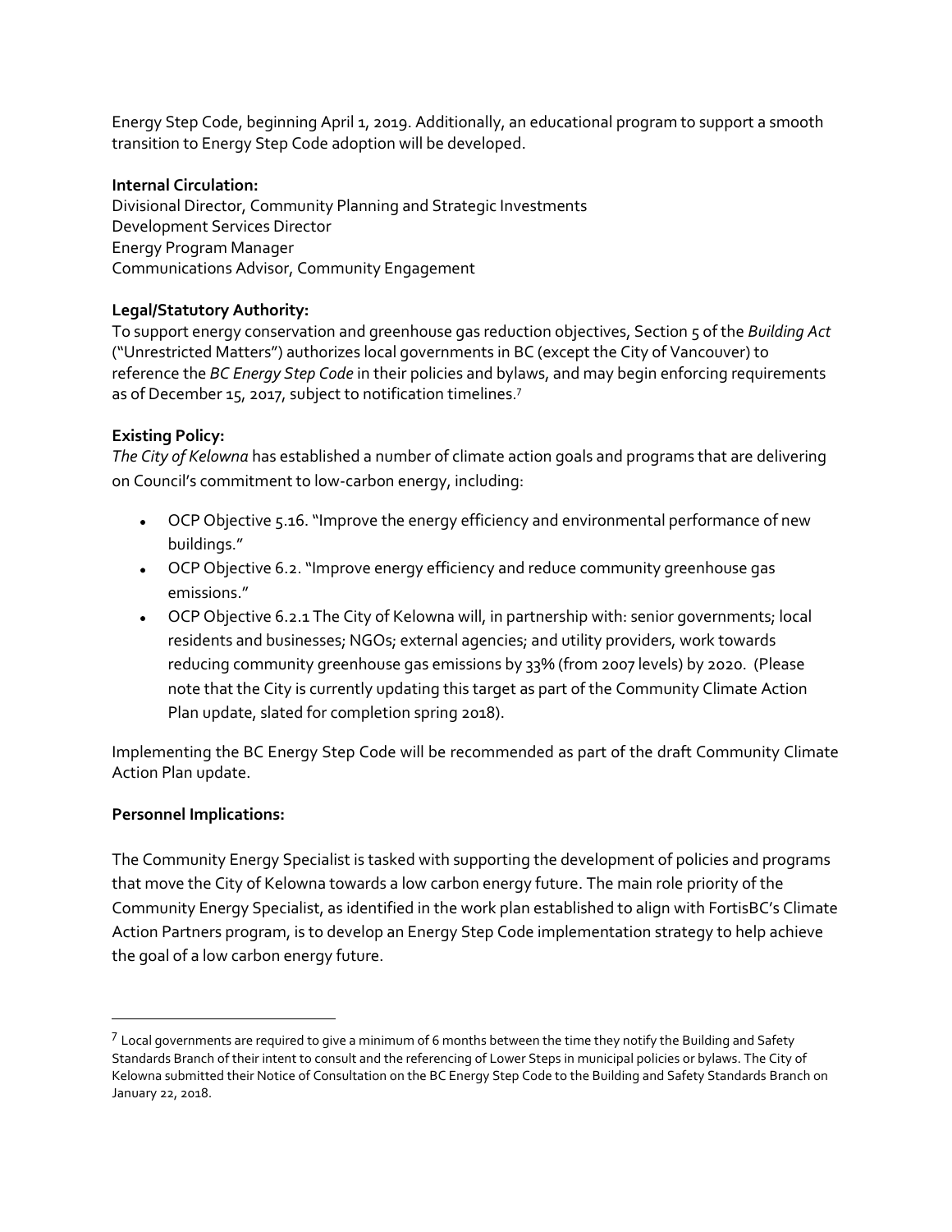Energy Step Code, beginning April 1, 2019. Additionally, an educational program to support a smooth transition to Energy Step Code adoption will be developed.

**Internal Circulation:**
Divisional Director, Community Planning and Strategic Investments
Development Services Director
Energy Program Manager
Communications Advisor, Community Engagement

**Legal/Statutory Authority:**
To support energy conservation and greenhouse gas reduction objectives, Section 5 of the *Building Act* ("Unrestricted Matters") authorizes local governments in BC (except the City of Vancouver) to reference the *BC Energy Step Code* in their policies and bylaws, and may begin enforcing requirements as of December 15, 2017, subject to notification timelines.[7]

**Existing Policy:**
*The City of Kelowna* has established a number of climate action goals and programs that are delivering on Council's commitment to low-carbon energy, including:

- OCP Objective 5.16. "Improve the energy efficiency and environmental performance of new buildings."
- OCP Objective 6.2. "Improve energy efficiency and reduce community greenhouse gas emissions."
- OCP Objective 6.2.1 The City of Kelowna will, in partnership with: senior governments; local residents and businesses; NGOs; external agencies; and utility providers, work towards reducing community greenhouse gas emissions by 33% (from 2007 levels) by 2020. (Please note that the City is currently updating this target as part of the Community Climate Action Plan update, slated for completion spring 2018).

Implementing the BC Energy Step Code will be recommended as part of the draft Community Climate Action Plan update.

**Personnel Implications:**

The Community Energy Specialist is tasked with supporting the development of policies and programs that move the City of Kelowna towards a low carbon energy future. The main role priority of the Community Energy Specialist, as identified in the work plan established to align with FortisBC's Climate Action Partners program, is to develop an Energy Step Code implementation strategy to help achieve the goal of a low carbon energy future.

[7] Local governments are required to give a minimum of 6 months between the time they notify the Building and Safety Standards Branch of their intent to consult and the referencing of Lower Steps in municipal policies or bylaws. The City of Kelowna submitted their Notice of Consultation on the BC Energy Step Code to the Building and Safety Standards Branch on January 22, 2018.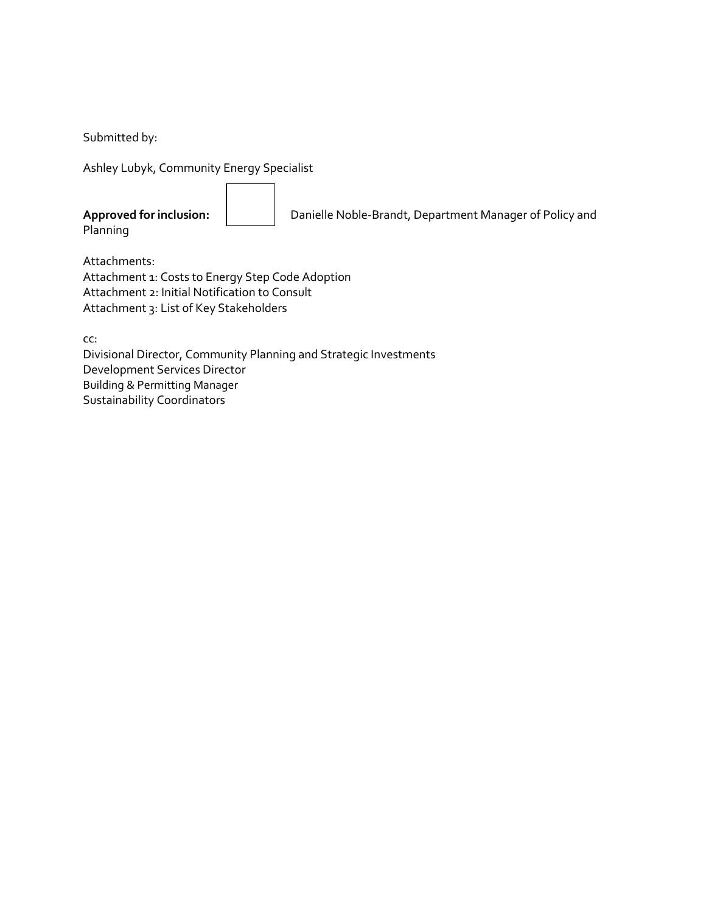Submitted by:

Ashley Lubyk, Community Energy Specialist

**Approved for inclusion:** Danielle Noble-Brandt, Department Manager of Policy and Planning

Attachments:
Attachment 1: Costs to Energy Step Code Adoption
Attachment 2: Initial Notification to Consult
Attachment 3: List of Key Stakeholders

cc:
Divisional Director, Community Planning and Strategic Investments
Development Services Director
Building & Permitting Manager
Sustainability Coordinators